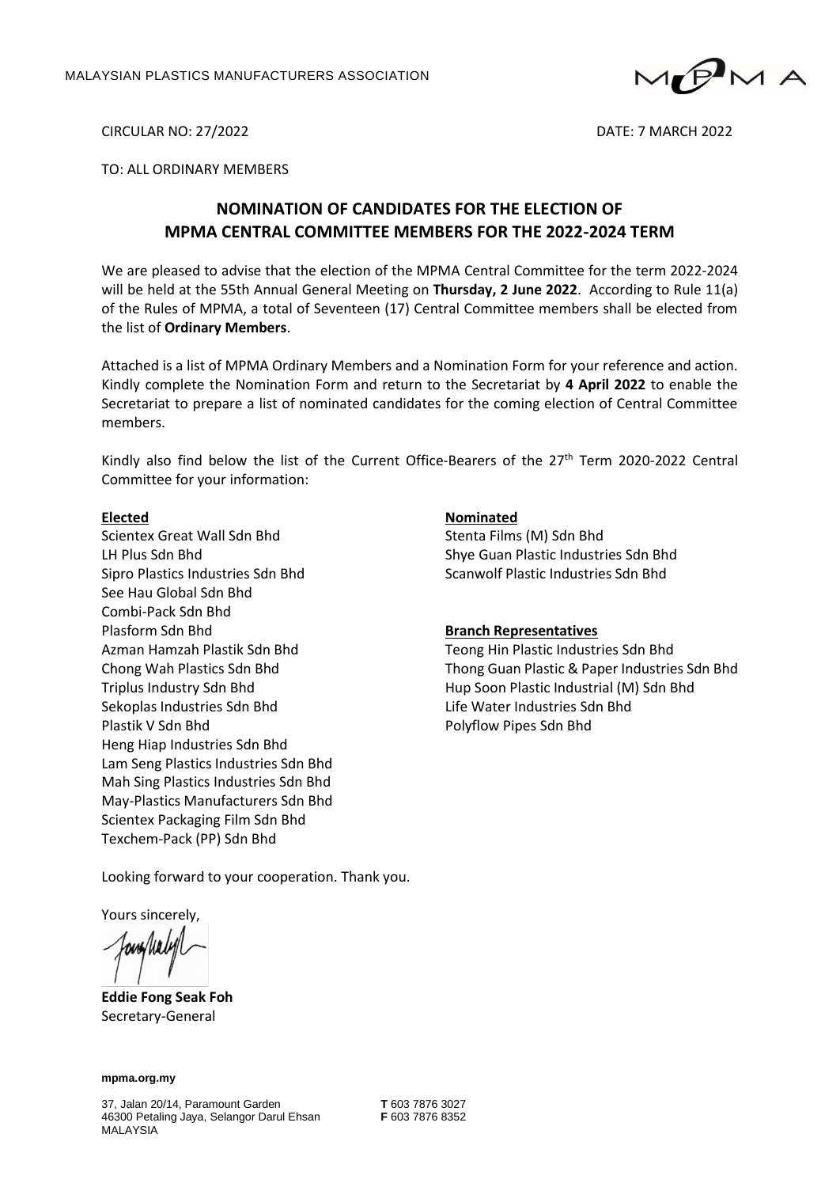MALAYSIAN PLASTICS MANUFACTURERS ASSOCIATION

CIRCULAR NO: 27/2022

DATE: 7 MARCH 2022

TO: ALL ORDINARY MEMBERS

# NOMINATION OF CANDIDATES FOR THE ELECTION OF MPMA CENTRAL COMMITTEE MEMBERS FOR THE 2022-2024 TERM

We are pleased to advise that the election of the MPMA Central Committee for the term 2022-2024 will be held at the 55th Annual General Meeting on **Thursday, 2 June 2022**. According to Rule 11(a) of the Rules of MPMA, a total of Seventeen (17) Central Committee members shall be elected from the list of **Ordinary Members**.

Attached is a list of MPMA Ordinary Members and a Nomination Form for your reference and action. Kindly complete the Nomination Form and return to the Secretariat by **4 April 2022** to enable the Secretariat to prepare a list of nominated candidates for the coming election of Central Committee members.

Kindly also find below the list of the Current Office-Bearers of the 27th Term 2020-2022 Central Committee for your information:

**Elected**

Scientex Great Wall Sdn Bhd
LH Plus Sdn Bhd
Sipro Plastics Industries Sdn Bhd
See Hau Global Sdn Bhd
Combi-Pack Sdn Bhd
Plasform Sdn Bhd
Azman Hamzah Plastik Sdn Bhd
Chong Wah Plastics Sdn Bhd
Triplus Industry Sdn Bhd
Sekoplas Industries Sdn Bhd
Plastik V Sdn Bhd
Heng Hiap Industries Sdn Bhd
Lam Seng Plastics Industries Sdn Bhd
Mah Sing Plastics Industries Sdn Bhd
May-Plastics Manufacturers Sdn Bhd
Scientex Packaging Film Sdn Bhd
Texchem-Pack (PP) Sdn Bhd

**Nominated**

Stenta Films (M) Sdn Bhd
Shye Guan Plastic Industries Sdn Bhd
Scanwolf Plastic Industries Sdn Bhd

**Branch Representatives**

Teong Hin Plastic Industries Sdn Bhd
Thong Guan Plastic & Paper Industries Sdn Bhd
Hup Soon Plastic Industrial (M) Sdn Bhd
Life Water Industries Sdn Bhd
Polyflow Pipes Sdn Bhd

Looking forward to your cooperation. Thank you.

Yours sincerely,

**Eddie Fong Seak Foh**
Secretary-General

**mpma.org.my**

37, Jalan 20/14, Paramount Garden
46300 Petaling Jaya, Selangor Darul Ehsan
MALAYSIA

**T** 603 7876 3027
**F** 603 7876 8352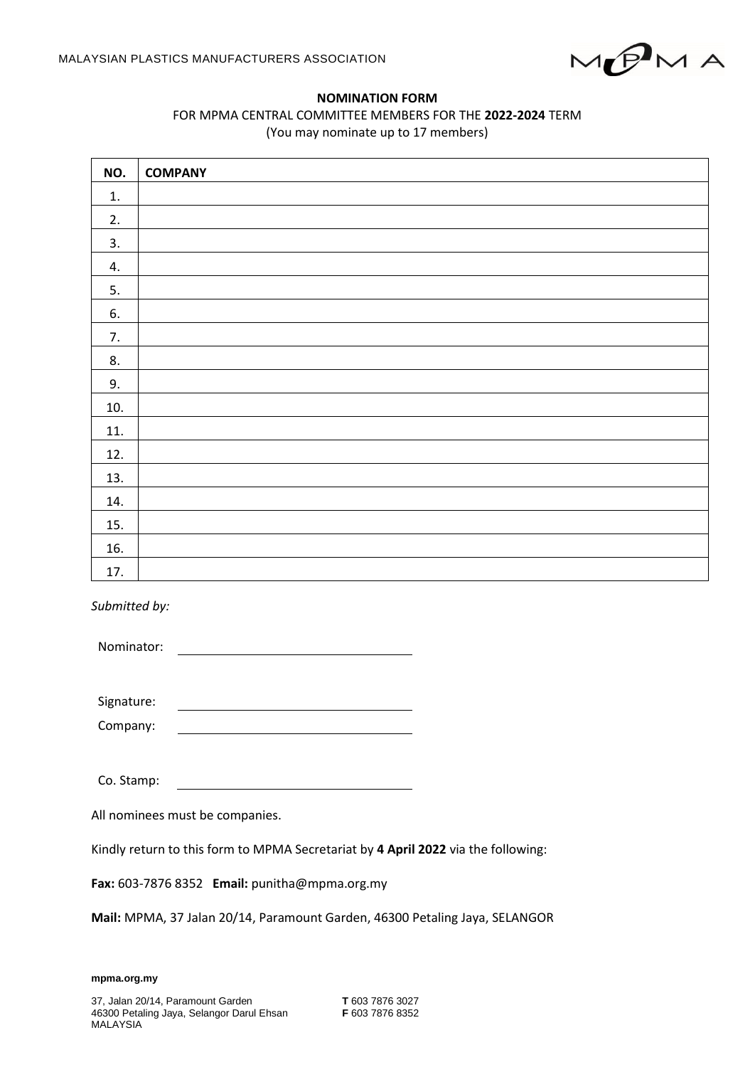MALAYSIAN PLASTICS MANUFACTURERS ASSOCIATION

**NOMINATION FORM**

FOR MPMA CENTRAL COMMITTEE MEMBERS FOR THE **2022-2024** TERM

(You may nominate up to 17 members)

| NO. | COMPANY |
|---|---|
| 1. | |
| 2. | |
| 3. | |
| 4. | |
| 5. | |
| 6. | |
| 7. | |
| 8. | |
| 9. | |
| 10. | |
| 11. | |
| 12. | |
| 13. | |
| 14. | |
| 15. | |
| 16. | |
| 17. | |

*Submitted by:*

Nominator: ______________________________

Signature: ______________________________

Company: ______________________________

Co. Stamp: ______________________________

All nominees must be companies.

Kindly return to this form to MPMA Secretariat by **4 April 2022** via the following:

**Fax:** 603-7876 8352 **Email:** punitha@mpma.org.my

**Mail:** MPMA, 37 Jalan 20/14, Paramount Garden, 46300 Petaling Jaya, SELANGOR

**mpma.org.my**

37, Jalan 20/14, Paramount Garden
46300 Petaling Jaya, Selangor Darul Ehsan
MALAYSIA

**T** 603 7876 3027
**F** 603 7876 8352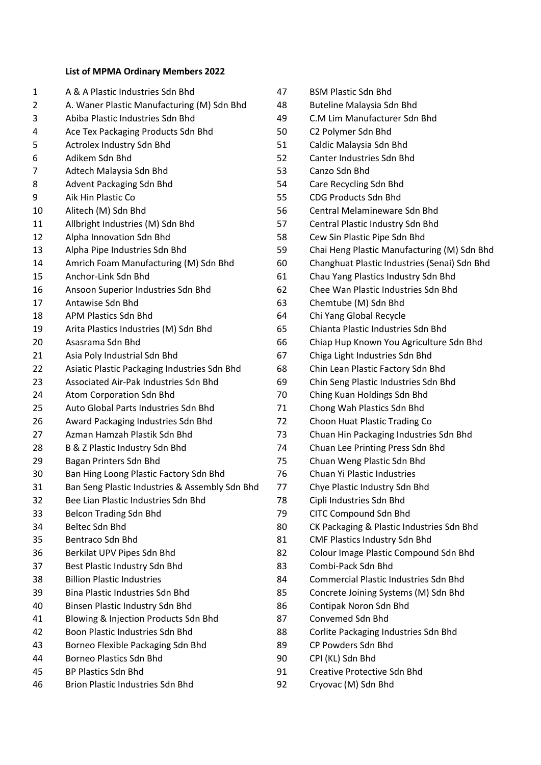**List of MPMA Ordinary Members 2022**

1. A & A Plastic Industries Sdn Bhd
2. A. Waner Plastic Manufacturing (M) Sdn Bhd
3. Abiba Plastic Industries Sdn Bhd
4. Ace Tex Packaging Products Sdn Bhd
5. Actrolex Industry Sdn Bhd
6. Adikem Sdn Bhd
7. Adtech Malaysia Sdn Bhd
8. Advent Packaging Sdn Bhd
9. Aik Hin Plastic Co
10. Alitech (M) Sdn Bhd
11. Allbright Industries (M) Sdn Bhd
12. Alpha Innovation Sdn Bhd
13. Alpha Pipe Industries Sdn Bhd
14. Amrich Foam Manufacturing (M) Sdn Bhd
15. Anchor-Link Sdn Bhd
16. Ansoon Superior Industries Sdn Bhd
17. Antawise Sdn Bhd
18. APM Plastics Sdn Bhd
19. Arita Plastics Industries (M) Sdn Bhd
20. Asasrama Sdn Bhd
21. Asia Poly Industrial Sdn Bhd
22. Asiatic Plastic Packaging Industries Sdn Bhd
23. Associated Air-Pak Industries Sdn Bhd
24. Atom Corporation Sdn Bhd
25. Auto Global Parts Industries Sdn Bhd
26. Award Packaging Industries Sdn Bhd
27. Azman Hamzah Plastik Sdn Bhd
28. B & Z Plastic Industry Sdn Bhd
29. Bagan Printers Sdn Bhd
30. Ban Hing Loong Plastic Factory Sdn Bhd
31. Ban Seng Plastic Industries & Assembly Sdn Bhd
32. Bee Lian Plastic Industries Sdn Bhd
33. Belcon Trading Sdn Bhd
34. Beltec Sdn Bhd
35. Bentraco Sdn Bhd
36. Berkilat UPV Pipes Sdn Bhd
37. Best Plastic Industry Sdn Bhd
38. Billion Plastic Industries
39. Bina Plastic Industries Sdn Bhd
40. Binsen Plastic Industry Sdn Bhd
41. Blowing & Injection Products Sdn Bhd
42. Boon Plastic Industries Sdn Bhd
43. Borneo Flexible Packaging Sdn Bhd
44. Borneo Plastics Sdn Bhd
45. BP Plastics Sdn Bhd
46. Brion Plastic Industries Sdn Bhd
47. BSM Plastic Sdn Bhd
48. Buteline Malaysia Sdn Bhd
49. C.M Lim Manufacturer Sdn Bhd
50. C2 Polymer Sdn Bhd
51. Caldic Malaysia Sdn Bhd
52. Canter Industries Sdn Bhd
53. Canzo Sdn Bhd
54. Care Recycling Sdn Bhd
55. CDG Products Sdn Bhd
56. Central Melamineware Sdn Bhd
57. Central Plastic Industry Sdn Bhd
58. Cew Sin Plastic Pipe Sdn Bhd
59. Chai Heng Plastic Manufacturing (M) Sdn Bhd
60. Changhuat Plastic Industries (Senai) Sdn Bhd
61. Chau Yang Plastics Industry Sdn Bhd
62. Chee Wan Plastic Industries Sdn Bhd
63. Chemtube (M) Sdn Bhd
64. Chi Yang Global Recycle
65. Chianta Plastic Industries Sdn Bhd
66. Chiap Hup Known You Agriculture Sdn Bhd
67. Chiga Light Industries Sdn Bhd
68. Chin Lean Plastic Factory Sdn Bhd
69. Chin Seng Plastic Industries Sdn Bhd
70. Ching Kuan Holdings Sdn Bhd
71. Chong Wah Plastics Sdn Bhd
72. Choon Huat Plastic Trading Co
73. Chuan Hin Packaging Industries Sdn Bhd
74. Chuan Lee Printing Press Sdn Bhd
75. Chuan Weng Plastic Sdn Bhd
76. Chuan Yi Plastic Industries
77. Chye Plastic Industry Sdn Bhd
78. Cipli Industries Sdn Bhd
79. CITC Compound Sdn Bhd
80. CK Packaging & Plastic Industries Sdn Bhd
81. CMF Plastics Industry Sdn Bhd
82. Colour Image Plastic Compound Sdn Bhd
83. Combi-Pack Sdn Bhd
84. Commercial Plastic Industries Sdn Bhd
85. Concrete Joining Systems (M) Sdn Bhd
86. Contipak Noron Sdn Bhd
87. Convemed Sdn Bhd
88. Corlite Packaging Industries Sdn Bhd
89. CP Powders Sdn Bhd
90. CPI (KL) Sdn Bhd
91. Creative Protective Sdn Bhd
92. Cryovac (M) Sdn Bhd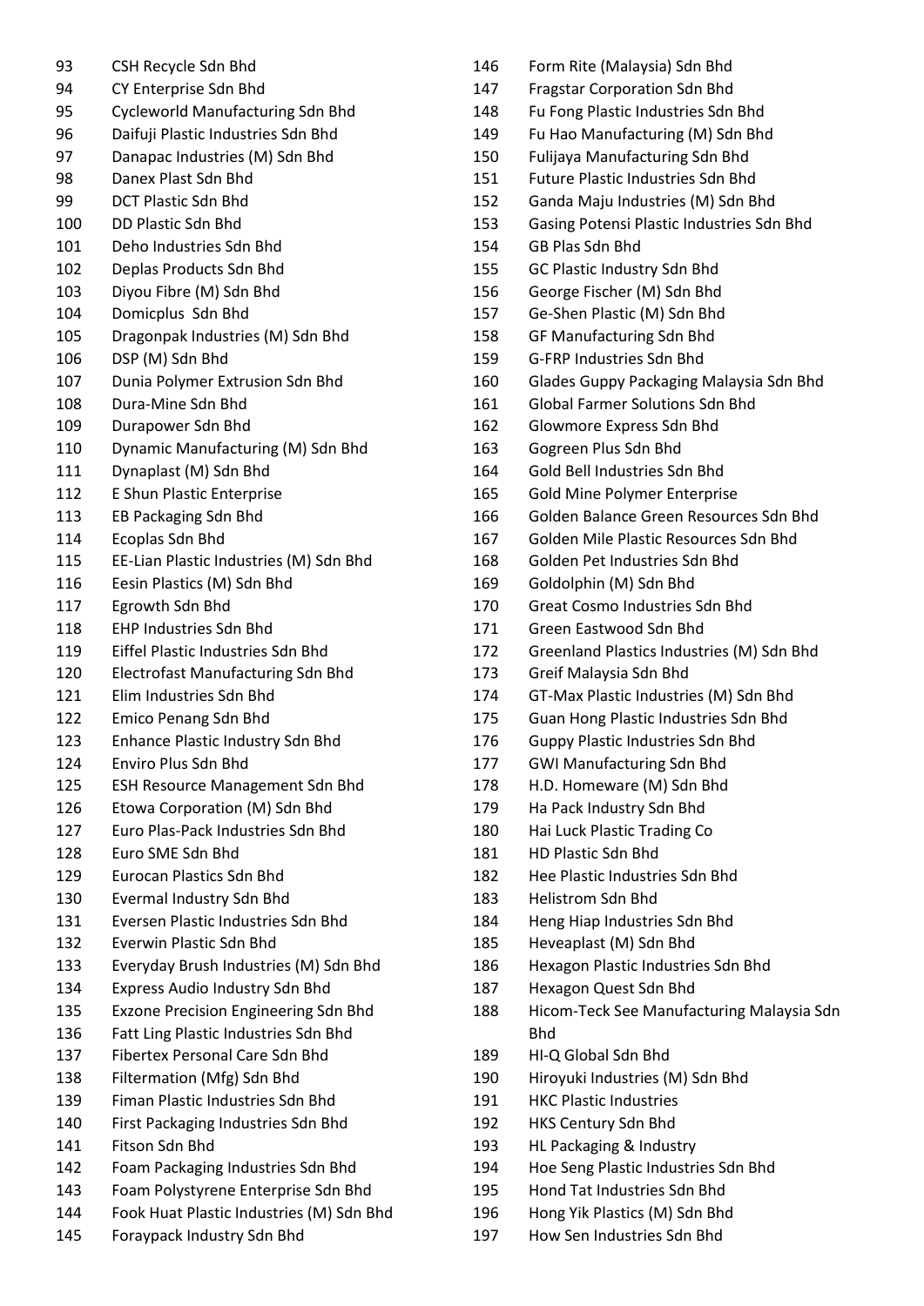93 CSH Recycle Sdn Bhd
94 CY Enterprise Sdn Bhd
95 Cycleworld Manufacturing Sdn Bhd
96 Daifuji Plastic Industries Sdn Bhd
97 Danapac Industries (M) Sdn Bhd
98 Danex Plast Sdn Bhd
99 DCT Plastic Sdn Bhd
100 DD Plastic Sdn Bhd
101 Deho Industries Sdn Bhd
102 Deplas Products Sdn Bhd
103 Diyou Fibre (M) Sdn Bhd
104 Domicplus Sdn Bhd
105 Dragonpak Industries (M) Sdn Bhd
106 DSP (M) Sdn Bhd
107 Dunia Polymer Extrusion Sdn Bhd
108 Dura-Mine Sdn Bhd
109 Durapower Sdn Bhd
110 Dynamic Manufacturing (M) Sdn Bhd
111 Dynaplast (M) Sdn Bhd
112 E Shun Plastic Enterprise
113 EB Packaging Sdn Bhd
114 Ecoplas Sdn Bhd
115 EE-Lian Plastic Industries (M) Sdn Bhd
116 Eesin Plastics (M) Sdn Bhd
117 Egrowth Sdn Bhd
118 EHP Industries Sdn Bhd
119 Eiffel Plastic Industries Sdn Bhd
120 Electrofast Manufacturing Sdn Bhd
121 Elim Industries Sdn Bhd
122 Emico Penang Sdn Bhd
123 Enhance Plastic Industry Sdn Bhd
124 Enviro Plus Sdn Bhd
125 ESH Resource Management Sdn Bhd
126 Etowa Corporation (M) Sdn Bhd
127 Euro Plas-Pack Industries Sdn Bhd
128 Euro SME Sdn Bhd
129 Eurocan Plastics Sdn Bhd
130 Evermal Industry Sdn Bhd
131 Eversen Plastic Industries Sdn Bhd
132 Everwin Plastic Sdn Bhd
133 Everyday Brush Industries (M) Sdn Bhd
134 Express Audio Industry Sdn Bhd
135 Exzone Precision Engineering Sdn Bhd
136 Fatt Ling Plastic Industries Sdn Bhd
137 Fibertex Personal Care Sdn Bhd
138 Filtermation (Mfg) Sdn Bhd
139 Fiman Plastic Industries Sdn Bhd
140 First Packaging Industries Sdn Bhd
141 Fitson Sdn Bhd
142 Foam Packaging Industries Sdn Bhd
143 Foam Polystyrene Enterprise Sdn Bhd
144 Fook Huat Plastic Industries (M) Sdn Bhd
145 Foraypack Industry Sdn Bhd
146 Form Rite (Malaysia) Sdn Bhd
147 Fragstar Corporation Sdn Bhd
148 Fu Fong Plastic Industries Sdn Bhd
149 Fu Hao Manufacturing (M) Sdn Bhd
150 Fulijaya Manufacturing Sdn Bhd
151 Future Plastic Industries Sdn Bhd
152 Ganda Maju Industries (M) Sdn Bhd
153 Gasing Potensi Plastic Industries Sdn Bhd
154 GB Plas Sdn Bhd
155 GC Plastic Industry Sdn Bhd
156 George Fischer (M) Sdn Bhd
157 Ge-Shen Plastic (M) Sdn Bhd
158 GF Manufacturing Sdn Bhd
159 G-FRP Industries Sdn Bhd
160 Glades Guppy Packaging Malaysia Sdn Bhd
161 Global Farmer Solutions Sdn Bhd
162 Glowmore Express Sdn Bhd
163 Gogreen Plus Sdn Bhd
164 Gold Bell Industries Sdn Bhd
165 Gold Mine Polymer Enterprise
166 Golden Balance Green Resources Sdn Bhd
167 Golden Mile Plastic Resources Sdn Bhd
168 Golden Pet Industries Sdn Bhd
169 Goldolphin (M) Sdn Bhd
170 Great Cosmo Industries Sdn Bhd
171 Green Eastwood Sdn Bhd
172 Greenland Plastics Industries (M) Sdn Bhd
173 Greif Malaysia Sdn Bhd
174 GT-Max Plastic Industries (M) Sdn Bhd
175 Guan Hong Plastic Industries Sdn Bhd
176 Guppy Plastic Industries Sdn Bhd
177 GWI Manufacturing Sdn Bhd
178 H.D. Homeware (M) Sdn Bhd
179 Ha Pack Industry Sdn Bhd
180 Hai Luck Plastic Trading Co
181 HD Plastic Sdn Bhd
182 Hee Plastic Industries Sdn Bhd
183 Helistrom Sdn Bhd
184 Heng Hiap Industries Sdn Bhd
185 Heveaplast (M) Sdn Bhd
186 Hexagon Plastic Industries Sdn Bhd
187 Hexagon Quest Sdn Bhd
188 Hicom-Teck See Manufacturing Malaysia Sdn Bhd
189 HI-Q Global Sdn Bhd
190 Hiroyuki Industries (M) Sdn Bhd
191 HKC Plastic Industries
192 HKS Century Sdn Bhd
193 HL Packaging & Industry
194 Hoe Seng Plastic Industries Sdn Bhd
195 Hond Tat Industries Sdn Bhd
196 Hong Yik Plastics (M) Sdn Bhd
197 How Sen Industries Sdn Bhd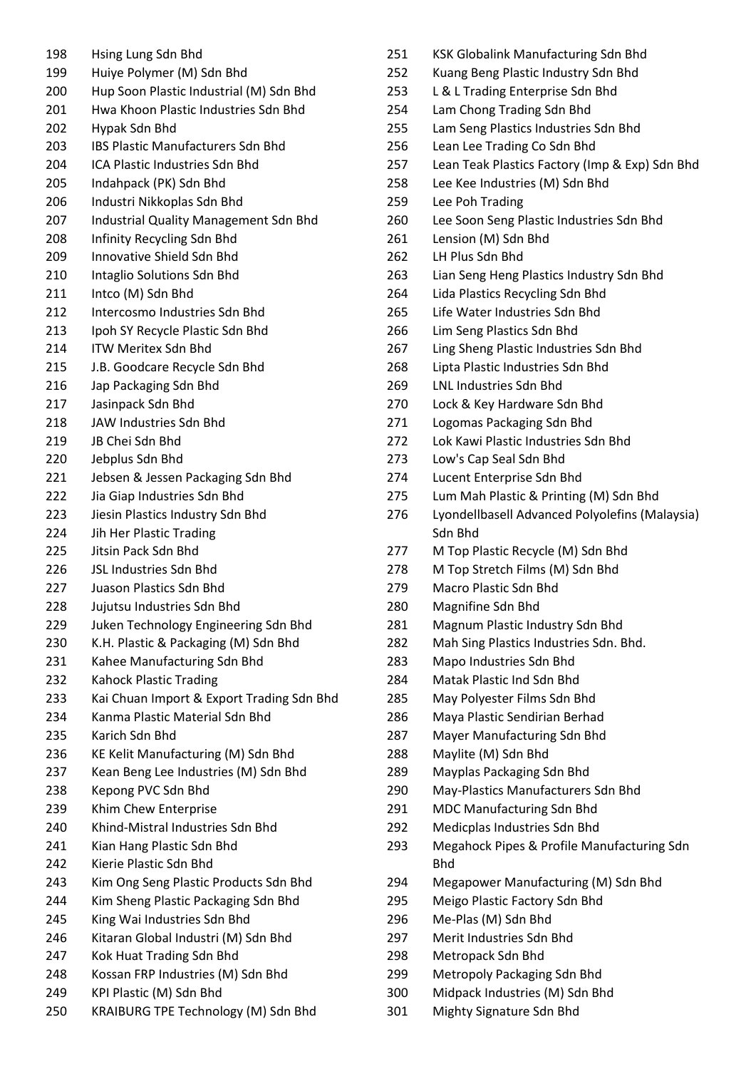198 Hsing Lung Sdn Bhd
199 Huiye Polymer (M) Sdn Bhd
200 Hup Soon Plastic Industrial (M) Sdn Bhd
201 Hwa Khoon Plastic Industries Sdn Bhd
202 Hypak Sdn Bhd
203 IBS Plastic Manufacturers Sdn Bhd
204 ICA Plastic Industries Sdn Bhd
205 Indahpack (PK) Sdn Bhd
206 Industri Nikkoplas Sdn Bhd
207 Industrial Quality Management Sdn Bhd
208 Infinity Recycling Sdn Bhd
209 Innovative Shield Sdn Bhd
210 Intaglio Solutions Sdn Bhd
211 Intco (M) Sdn Bhd
212 Intercosmo Industries Sdn Bhd
213 Ipoh SY Recycle Plastic Sdn Bhd
214 ITW Meritex Sdn Bhd
215 J.B. Goodcare Recycle Sdn Bhd
216 Jap Packaging Sdn Bhd
217 Jasinpack Sdn Bhd
218 JAW Industries Sdn Bhd
219 JB Chei Sdn Bhd
220 Jebplus Sdn Bhd
221 Jebsen & Jessen Packaging Sdn Bhd
222 Jia Giap Industries Sdn Bhd
223 Jiesin Plastics Industry Sdn Bhd
224 Jih Her Plastic Trading
225 Jitsin Pack Sdn Bhd
226 JSL Industries Sdn Bhd
227 Juason Plastics Sdn Bhd
228 Jujutsu Industries Sdn Bhd
229 Juken Technology Engineering Sdn Bhd
230 K.H. Plastic & Packaging (M) Sdn Bhd
231 Kahee Manufacturing Sdn Bhd
232 Kahock Plastic Trading
233 Kai Chuan Import & Export Trading Sdn Bhd
234 Kanma Plastic Material Sdn Bhd
235 Karich Sdn Bhd
236 KE Kelit Manufacturing (M) Sdn Bhd
237 Kean Beng Lee Industries (M) Sdn Bhd
238 Kepong PVC Sdn Bhd
239 Khim Chew Enterprise
240 Khind-Mistral Industries Sdn Bhd
241 Kian Hang Plastic Sdn Bhd
242 Kierie Plastic Sdn Bhd
243 Kim Ong Seng Plastic Products Sdn Bhd
244 Kim Sheng Plastic Packaging Sdn Bhd
245 King Wai Industries Sdn Bhd
246 Kitaran Global Industri (M) Sdn Bhd
247 Kok Huat Trading Sdn Bhd
248 Kossan FRP Industries (M) Sdn Bhd
249 KPI Plastic (M) Sdn Bhd
250 KRAIBURG TPE Technology (M) Sdn Bhd
251 KSK Globalink Manufacturing Sdn Bhd
252 Kuang Beng Plastic Industry Sdn Bhd
253 L & L Trading Enterprise Sdn Bhd
254 Lam Chong Trading Sdn Bhd
255 Lam Seng Plastics Industries Sdn Bhd
256 Lean Lee Trading Co Sdn Bhd
257 Lean Teak Plastics Factory (Imp & Exp) Sdn Bhd
258 Lee Kee Industries (M) Sdn Bhd
259 Lee Poh Trading
260 Lee Soon Seng Plastic Industries Sdn Bhd
261 Lension (M) Sdn Bhd
262 LH Plus Sdn Bhd
263 Lian Seng Heng Plastics Industry Sdn Bhd
264 Lida Plastics Recycling Sdn Bhd
265 Life Water Industries Sdn Bhd
266 Lim Seng Plastics Sdn Bhd
267 Ling Sheng Plastic Industries Sdn Bhd
268 Lipta Plastic Industries Sdn Bhd
269 LNL Industries Sdn Bhd
270 Lock & Key Hardware Sdn Bhd
271 Logomas Packaging Sdn Bhd
272 Lok Kawi Plastic Industries Sdn Bhd
273 Low's Cap Seal Sdn Bhd
274 Lucent Enterprise Sdn Bhd
275 Lum Mah Plastic & Printing (M) Sdn Bhd
276 Lyondellbasell Advanced Polyolefins (Malaysia) Sdn Bhd
277 M Top Plastic Recycle (M) Sdn Bhd
278 M Top Stretch Films (M) Sdn Bhd
279 Macro Plastic Sdn Bhd
280 Magnifine Sdn Bhd
281 Magnum Plastic Industry Sdn Bhd
282 Mah Sing Plastics Industries Sdn. Bhd.
283 Mapo Industries Sdn Bhd
284 Matak Plastic Ind Sdn Bhd
285 May Polyester Films Sdn Bhd
286 Maya Plastic Sendirian Berhad
287 Mayer Manufacturing Sdn Bhd
288 Maylite (M) Sdn Bhd
289 Mayplas Packaging Sdn Bhd
290 May-Plastics Manufacturers Sdn Bhd
291 MDC Manufacturing Sdn Bhd
292 Medicplas Industries Sdn Bhd
293 Megahock Pipes & Profile Manufacturing Sdn Bhd
294 Megapower Manufacturing (M) Sdn Bhd
295 Meigo Plastic Factory Sdn Bhd
296 Me-Plas (M) Sdn Bhd
297 Merit Industries Sdn Bhd
298 Metropack Sdn Bhd
299 Metropoly Packaging Sdn Bhd
300 Midpack Industries (M) Sdn Bhd
301 Mighty Signature Sdn Bhd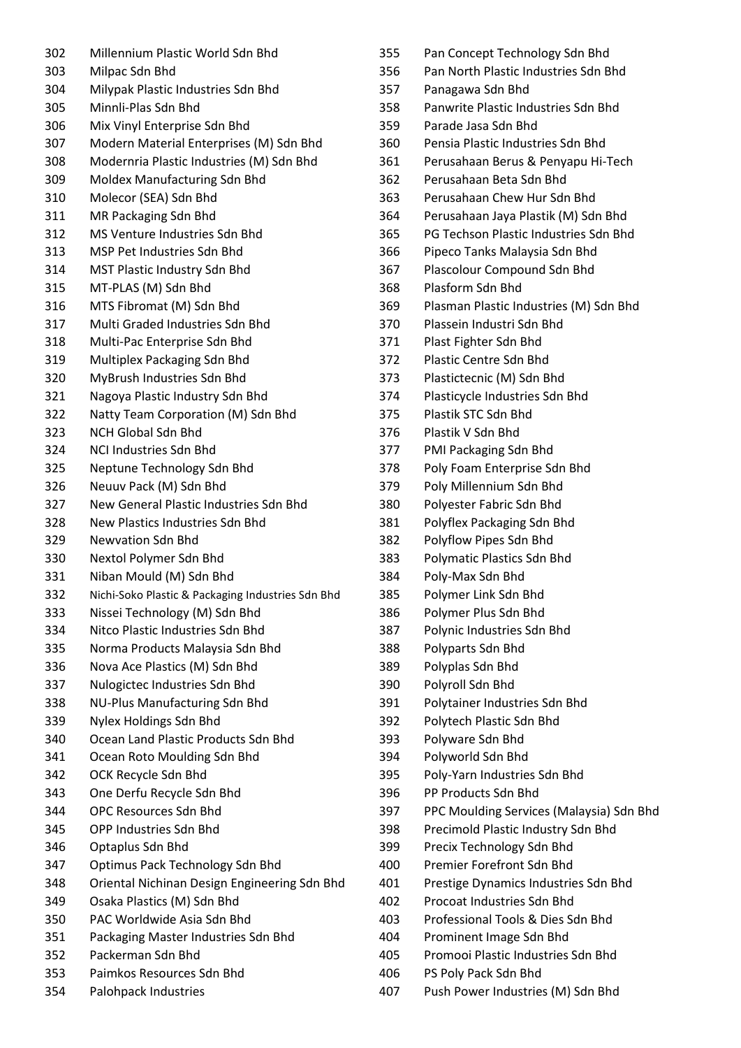302 Millennium Plastic World Sdn Bhd
303 Milpac Sdn Bhd
304 Milypak Plastic Industries Sdn Bhd
305 Minnli-Plas Sdn Bhd
306 Mix Vinyl Enterprise Sdn Bhd
307 Modern Material Enterprises (M) Sdn Bhd
308 Modernria Plastic Industries (M) Sdn Bhd
309 Moldex Manufacturing Sdn Bhd
310 Molecor (SEA) Sdn Bhd
311 MR Packaging Sdn Bhd
312 MS Venture Industries Sdn Bhd
313 MSP Pet Industries Sdn Bhd
314 MST Plastic Industry Sdn Bhd
315 MT-PLAS (M) Sdn Bhd
316 MTS Fibromat (M) Sdn Bhd
317 Multi Graded Industries Sdn Bhd
318 Multi-Pac Enterprise Sdn Bhd
319 Multiplex Packaging Sdn Bhd
320 MyBrush Industries Sdn Bhd
321 Nagoya Plastic Industry Sdn Bhd
322 Natty Team Corporation (M) Sdn Bhd
323 NCH Global Sdn Bhd
324 NCI Industries Sdn Bhd
325 Neptune Technology Sdn Bhd
326 Neuuv Pack (M) Sdn Bhd
327 New General Plastic Industries Sdn Bhd
328 New Plastics Industries Sdn Bhd
329 Newvation Sdn Bhd
330 Nextol Polymer Sdn Bhd
331 Niban Mould (M) Sdn Bhd
332 Nichi-Soko Plastic & Packaging Industries Sdn Bhd
333 Nissei Technology (M) Sdn Bhd
334 Nitco Plastic Industries Sdn Bhd
335 Norma Products Malaysia Sdn Bhd
336 Nova Ace Plastics (M) Sdn Bhd
337 Nulogictec Industries Sdn Bhd
338 NU-Plus Manufacturing Sdn Bhd
339 Nylex Holdings Sdn Bhd
340 Ocean Land Plastic Products Sdn Bhd
341 Ocean Roto Moulding Sdn Bhd
342 OCK Recycle Sdn Bhd
343 One Derfu Recycle Sdn Bhd
344 OPC Resources Sdn Bhd
345 OPP Industries Sdn Bhd
346 Optaplus Sdn Bhd
347 Optimus Pack Technology Sdn Bhd
348 Oriental Nichinan Design Engineering Sdn Bhd
349 Osaka Plastics (M) Sdn Bhd
350 PAC Worldwide Asia Sdn Bhd
351 Packaging Master Industries Sdn Bhd
352 Packerman Sdn Bhd
353 Paimkos Resources Sdn Bhd
354 Palohpack Industries
355 Pan Concept Technology Sdn Bhd
356 Pan North Plastic Industries Sdn Bhd
357 Panagawa Sdn Bhd
358 Panwrite Plastic Industries Sdn Bhd
359 Parade Jasa Sdn Bhd
360 Pensia Plastic Industries Sdn Bhd
361 Perusahaan Berus & Penyapu Hi-Tech
362 Perusahaan Beta Sdn Bhd
363 Perusahaan Chew Hur Sdn Bhd
364 Perusahaan Jaya Plastik (M) Sdn Bhd
365 PG Techson Plastic Industries Sdn Bhd
366 Pipeco Tanks Malaysia Sdn Bhd
367 Plascolour Compound Sdn Bhd
368 Plasform Sdn Bhd
369 Plasman Plastic Industries (M) Sdn Bhd
370 Plassein Industri Sdn Bhd
371 Plast Fighter Sdn Bhd
372 Plastic Centre Sdn Bhd
373 Plastictecnic (M) Sdn Bhd
374 Plasticycle Industries Sdn Bhd
375 Plastik STC Sdn Bhd
376 Plastik V Sdn Bhd
377 PMI Packaging Sdn Bhd
378 Poly Foam Enterprise Sdn Bhd
379 Poly Millennium Sdn Bhd
380 Polyester Fabric Sdn Bhd
381 Polyflex Packaging Sdn Bhd
382 Polyflow Pipes Sdn Bhd
383 Polymatic Plastics Sdn Bhd
384 Poly-Max Sdn Bhd
385 Polymer Link Sdn Bhd
386 Polymer Plus Sdn Bhd
387 Polynic Industries Sdn Bhd
388 Polyparts Sdn Bhd
389 Polyplas Sdn Bhd
390 Polyroll Sdn Bhd
391 Polytainer Industries Sdn Bhd
392 Polytech Plastic Sdn Bhd
393 Polyware Sdn Bhd
394 Polyworld Sdn Bhd
395 Poly-Yarn Industries Sdn Bhd
396 PP Products Sdn Bhd
397 PPC Moulding Services (Malaysia) Sdn Bhd
398 Precimold Plastic Industry Sdn Bhd
399 Precix Technology Sdn Bhd
400 Premier Forefront Sdn Bhd
401 Prestige Dynamics Industries Sdn Bhd
402 Procoat Industries Sdn Bhd
403 Professional Tools & Dies Sdn Bhd
404 Prominent Image Sdn Bhd
405 Promooi Plastic Industries Sdn Bhd
406 PS Poly Pack Sdn Bhd
407 Push Power Industries (M) Sdn Bhd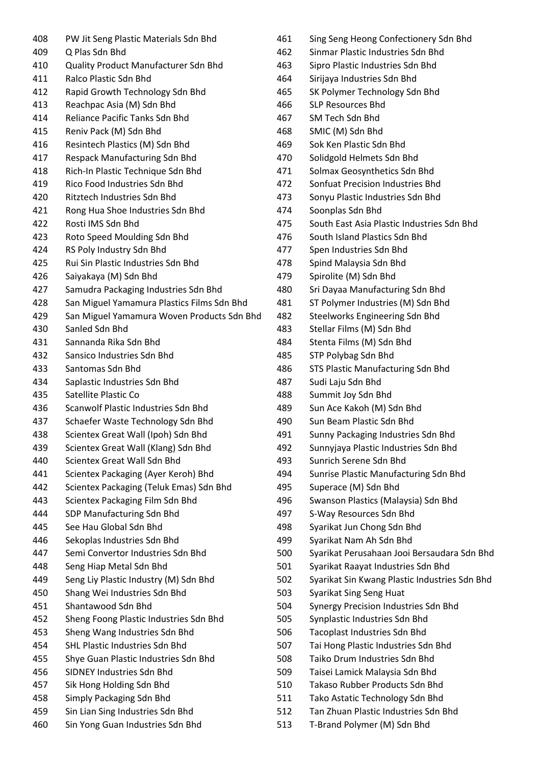408 PW Jit Seng Plastic Materials Sdn Bhd
409 Q Plas Sdn Bhd
410 Quality Product Manufacturer Sdn Bhd
411 Ralco Plastic Sdn Bhd
412 Rapid Growth Technology Sdn Bhd
413 Reachpac Asia (M) Sdn Bhd
414 Reliance Pacific Tanks Sdn Bhd
415 Reniv Pack (M) Sdn Bhd
416 Resintech Plastics (M) Sdn Bhd
417 Respack Manufacturing Sdn Bhd
418 Rich-In Plastic Technique Sdn Bhd
419 Rico Food Industries Sdn Bhd
420 Ritztech Industries Sdn Bhd
421 Rong Hua Shoe Industries Sdn Bhd
422 Rosti IMS Sdn Bhd
423 Roto Speed Moulding Sdn Bhd
424 RS Poly Industry Sdn Bhd
425 Rui Sin Plastic Industries Sdn Bhd
426 Saiyakaya (M) Sdn Bhd
427 Samudra Packaging Industries Sdn Bhd
428 San Miguel Yamamura Plastics Films Sdn Bhd
429 San Miguel Yamamura Woven Products Sdn Bhd
430 Sanled Sdn Bhd
431 Sannanda Rika Sdn Bhd
432 Sansico Industries Sdn Bhd
433 Santomas Sdn Bhd
434 Saplastic Industries Sdn Bhd
435 Satellite Plastic Co
436 Scanwolf Plastic Industries Sdn Bhd
437 Schaefer Waste Technology Sdn Bhd
438 Scientex Great Wall (Ipoh) Sdn Bhd
439 Scientex Great Wall (Klang) Sdn Bhd
440 Scientex Great Wall Sdn Bhd
441 Scientex Packaging (Ayer Keroh) Bhd
442 Scientex Packaging (Teluk Emas) Sdn Bhd
443 Scientex Packaging Film Sdn Bhd
444 SDP Manufacturing Sdn Bhd
445 See Hau Global Sdn Bhd
446 Sekoplas Industries Sdn Bhd
447 Semi Convertor Industries Sdn Bhd
448 Seng Hiap Metal Sdn Bhd
449 Seng Liy Plastic Industry (M) Sdn Bhd
450 Shang Wei Industries Sdn Bhd
451 Shantawood Sdn Bhd
452 Sheng Foong Plastic Industries Sdn Bhd
453 Sheng Wang Industries Sdn Bhd
454 SHL Plastic Industries Sdn Bhd
455 Shye Guan Plastic Industries Sdn Bhd
456 SIDNEY Industries Sdn Bhd
457 Sik Hong Holding Sdn Bhd
458 Simply Packaging Sdn Bhd
459 Sin Lian Sing Industries Sdn Bhd
460 Sin Yong Guan Industries Sdn Bhd
461 Sing Seng Heong Confectionery Sdn Bhd
462 Sinmar Plastic Industries Sdn Bhd
463 Sipro Plastic Industries Sdn Bhd
464 Sirijaya Industries Sdn Bhd
465 SK Polymer Technology Sdn Bhd
466 SLP Resources Bhd
467 SM Tech Sdn Bhd
468 SMIC (M) Sdn Bhd
469 Sok Ken Plastic Sdn Bhd
470 Solidgold Helmets Sdn Bhd
471 Solmax Geosynthetics Sdn Bhd
472 Sonfuat Precision Industries Bhd
473 Sonyu Plastic Industries Sdn Bhd
474 Soonplas Sdn Bhd
475 South East Asia Plastic Industries Sdn Bhd
476 South Island Plastics Sdn Bhd
477 Spen Industries Sdn Bhd
478 Spind Malaysia Sdn Bhd
479 Spirolite (M) Sdn Bhd
480 Sri Dayaa Manufacturing Sdn Bhd
481 ST Polymer Industries (M) Sdn Bhd
482 Steelworks Engineering Sdn Bhd
483 Stellar Films (M) Sdn Bhd
484 Stenta Films (M) Sdn Bhd
485 STP Polybag Sdn Bhd
486 STS Plastic Manufacturing Sdn Bhd
487 Sudi Laju Sdn Bhd
488 Summit Joy Sdn Bhd
489 Sun Ace Kakoh (M) Sdn Bhd
490 Sun Beam Plastic Sdn Bhd
491 Sunny Packaging Industries Sdn Bhd
492 Sunnyjaya Plastic Industries Sdn Bhd
493 Sunrich Serene Sdn Bhd
494 Sunrise Plastic Manufacturing Sdn Bhd
495 Superace (M) Sdn Bhd
496 Swanson Plastics (Malaysia) Sdn Bhd
497 S-Way Resources Sdn Bhd
498 Syarikat Jun Chong Sdn Bhd
499 Syarikat Nam Ah Sdn Bhd
500 Syarikat Perusahaan Jooi Bersaudara Sdn Bhd
501 Syarikat Raayat Industries Sdn Bhd
502 Syarikat Sin Kwang Plastic Industries Sdn Bhd
503 Syarikat Sing Seng Huat
504 Synergy Precision Industries Sdn Bhd
505 Synplastic Industries Sdn Bhd
506 Tacoplast Industries Sdn Bhd
507 Tai Hong Plastic Industries Sdn Bhd
508 Taiko Drum Industries Sdn Bhd
509 Taisei Lamick Malaysia Sdn Bhd
510 Takaso Rubber Products Sdn Bhd
511 Tako Astatic Technology Sdn Bhd
512 Tan Zhuan Plastic Industries Sdn Bhd
513 T-Brand Polymer (M) Sdn Bhd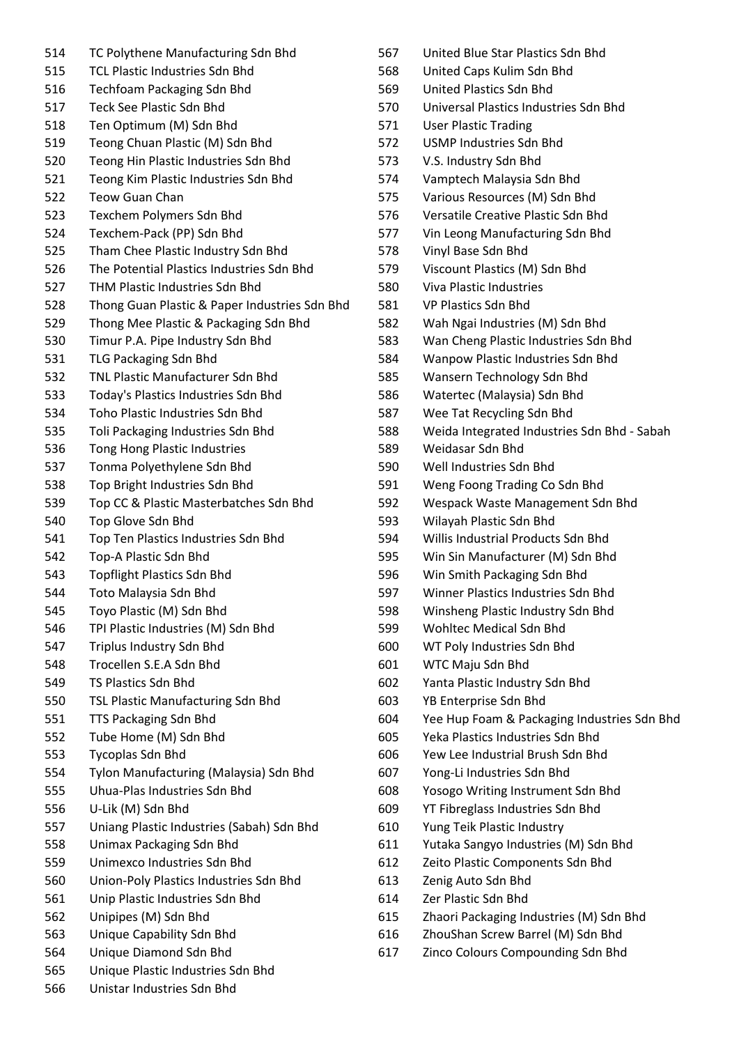514 TC Polythene Manufacturing Sdn Bhd
515 TCL Plastic Industries Sdn Bhd
516 Techfoam Packaging Sdn Bhd
517 Teck See Plastic Sdn Bhd
518 Ten Optimum (M) Sdn Bhd
519 Teong Chuan Plastic (M) Sdn Bhd
520 Teong Hin Plastic Industries Sdn Bhd
521 Teong Kim Plastic Industries Sdn Bhd
522 Teow Guan Chan
523 Texchem Polymers Sdn Bhd
524 Texchem-Pack (PP) Sdn Bhd
525 Tham Chee Plastic Industry Sdn Bhd
526 The Potential Plastics Industries Sdn Bhd
527 THM Plastic Industries Sdn Bhd
528 Thong Guan Plastic & Paper Industries Sdn Bhd
529 Thong Mee Plastic & Packaging Sdn Bhd
530 Timur P.A. Pipe Industry Sdn Bhd
531 TLG Packaging Sdn Bhd
532 TNL Plastic Manufacturer Sdn Bhd
533 Today's Plastics Industries Sdn Bhd
534 Toho Plastic Industries Sdn Bhd
535 Toli Packaging Industries Sdn Bhd
536 Tong Hong Plastic Industries
537 Tonma Polyethylene Sdn Bhd
538 Top Bright Industries Sdn Bhd
539 Top CC & Plastic Masterbatches Sdn Bhd
540 Top Glove Sdn Bhd
541 Top Ten Plastics Industries Sdn Bhd
542 Top-A Plastic Sdn Bhd
543 Topflight Plastics Sdn Bhd
544 Toto Malaysia Sdn Bhd
545 Toyo Plastic (M) Sdn Bhd
546 TPI Plastic Industries (M) Sdn Bhd
547 Triplus Industry Sdn Bhd
548 Trocellen S.E.A Sdn Bhd
549 TS Plastics Sdn Bhd
550 TSL Plastic Manufacturing Sdn Bhd
551 TTS Packaging Sdn Bhd
552 Tube Home (M) Sdn Bhd
553 Tycoplas Sdn Bhd
554 Tylon Manufacturing (Malaysia) Sdn Bhd
555 Uhua-Plas Industries Sdn Bhd
556 U-Lik (M) Sdn Bhd
557 Uniang Plastic Industries (Sabah) Sdn Bhd
558 Unimax Packaging Sdn Bhd
559 Unimexco Industries Sdn Bhd
560 Union-Poly Plastics Industries Sdn Bhd
561 Unip Plastic Industries Sdn Bhd
562 Unipipes (M) Sdn Bhd
563 Unique Capability Sdn Bhd
564 Unique Diamond Sdn Bhd
565 Unique Plastic Industries Sdn Bhd
566 Unistar Industries Sdn Bhd
567 United Blue Star Plastics Sdn Bhd
568 United Caps Kulim Sdn Bhd
569 United Plastics Sdn Bhd
570 Universal Plastics Industries Sdn Bhd
571 User Plastic Trading
572 USMP Industries Sdn Bhd
573 V.S. Industry Sdn Bhd
574 Vamptech Malaysia Sdn Bhd
575 Various Resources (M) Sdn Bhd
576 Versatile Creative Plastic Sdn Bhd
577 Vin Leong Manufacturing Sdn Bhd
578 Vinyl Base Sdn Bhd
579 Viscount Plastics (M) Sdn Bhd
580 Viva Plastic Industries
581 VP Plastics Sdn Bhd
582 Wah Ngai Industries (M) Sdn Bhd
583 Wan Cheng Plastic Industries Sdn Bhd
584 Wanpow Plastic Industries Sdn Bhd
585 Wansern Technology Sdn Bhd
586 Watertec (Malaysia) Sdn Bhd
587 Wee Tat Recycling Sdn Bhd
588 Weida Integrated Industries Sdn Bhd - Sabah
589 Weidasar Sdn Bhd
590 Well Industries Sdn Bhd
591 Weng Foong Trading Co Sdn Bhd
592 Wespack Waste Management Sdn Bhd
593 Wilayah Plastic Sdn Bhd
594 Willis Industrial Products Sdn Bhd
595 Win Sin Manufacturer (M) Sdn Bhd
596 Win Smith Packaging Sdn Bhd
597 Winner Plastics Industries Sdn Bhd
598 Winsheng Plastic Industry Sdn Bhd
599 Wohltec Medical Sdn Bhd
600 WT Poly Industries Sdn Bhd
601 WTC Maju Sdn Bhd
602 Yanta Plastic Industry Sdn Bhd
603 YB Enterprise Sdn Bhd
604 Yee Hup Foam & Packaging Industries Sdn Bhd
605 Yeka Plastics Industries Sdn Bhd
606 Yew Lee Industrial Brush Sdn Bhd
607 Yong-Li Industries Sdn Bhd
608 Yosogo Writing Instrument Sdn Bhd
609 YT Fibreglass Industries Sdn Bhd
610 Yung Teik Plastic Industry
611 Yutaka Sangyo Industries (M) Sdn Bhd
612 Zeito Plastic Components Sdn Bhd
613 Zenig Auto Sdn Bhd
614 Zer Plastic Sdn Bhd
615 Zhaori Packaging Industries (M) Sdn Bhd
616 ZhouShan Screw Barrel (M) Sdn Bhd
617 Zinco Colours Compounding Sdn Bhd